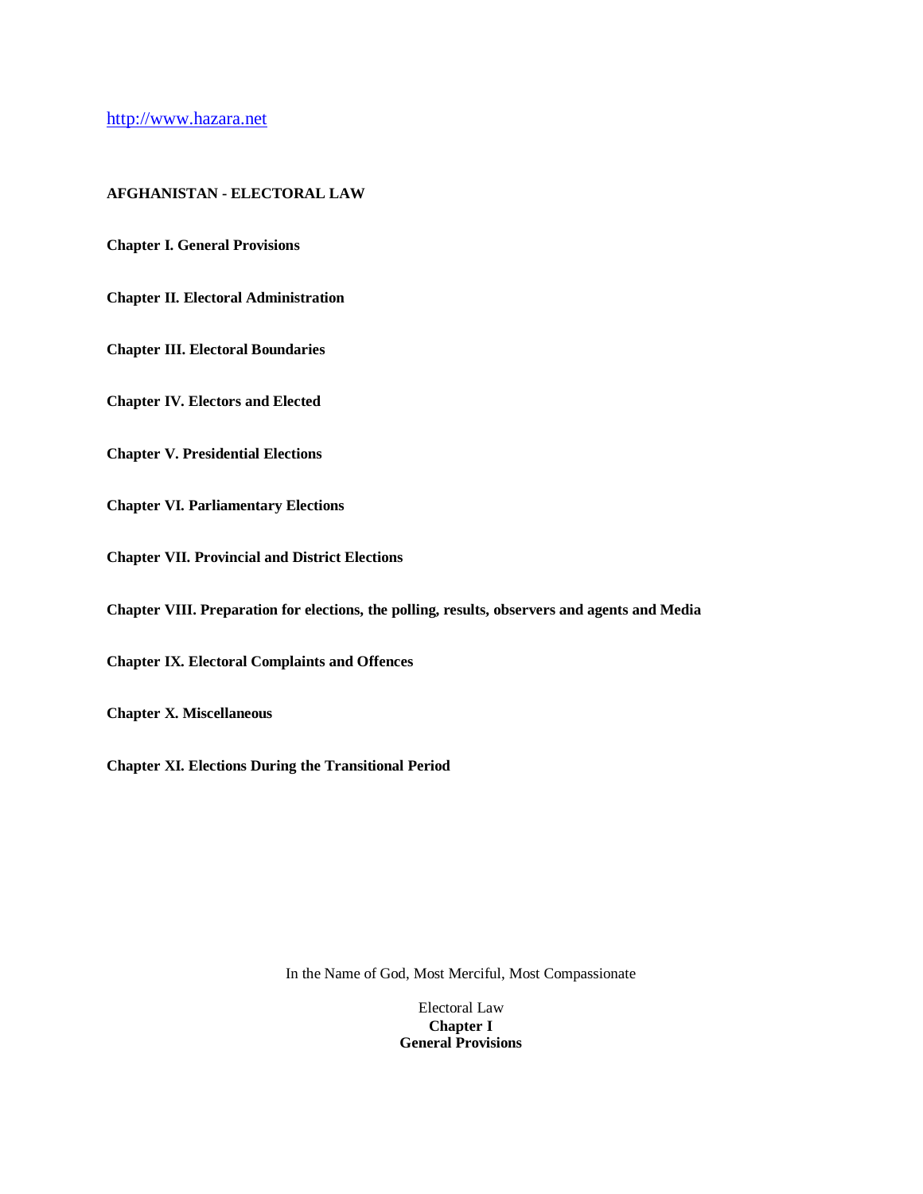http://www.hazara.net

# AFGHANISTAN - ELECTORAL LAW

**Chapter I. General Provisions**

**Chapter II. Electoral Administration**

**Chapter III. Electoral Boundaries**

**Chapter IV. Electors and Elected**

**Chapter V. Presidential Elections**

**Chapter VI. Parliamentary Elections**

**Chapter VII. Provincial and District Elections**

**Chapter VIII. Preparation for elections, the polling, results, observers and agents and Media**

**Chapter IX. Electoral Complaints and Offences**

**Chapter X. Miscellaneous**

**Chapter XI. Elections During the Transitional Period**

In the Name of God, Most Merciful, Most Compassionate

Electoral Law

## Chapter I
## General Provisions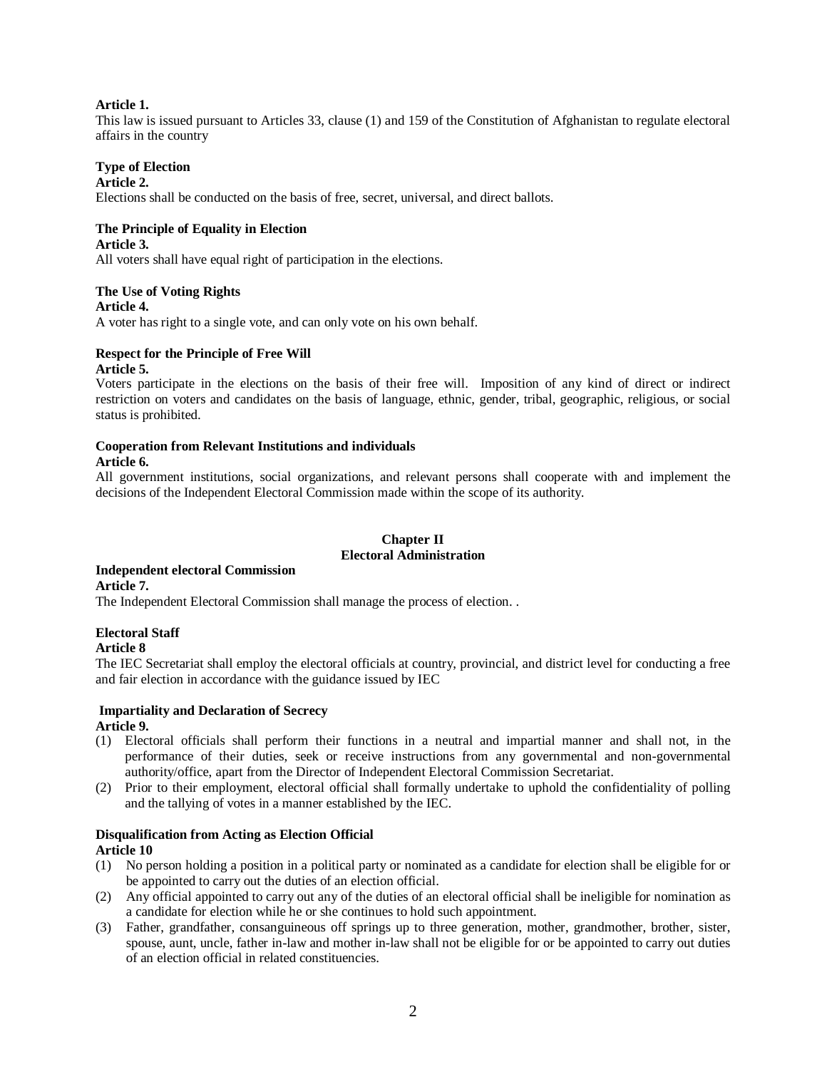**Article 1.**
This law is issued pursuant to Articles 33, clause (1) and 159 of the Constitution of Afghanistan to regulate electoral affairs in the country

**Type of Election**
**Article 2.**
Elections shall be conducted on the basis of free, secret, universal, and direct ballots.

**The Principle of Equality in Election**
**Article 3.**
All voters shall have equal right of participation in the elections.

**The Use of Voting Rights**
**Article 4.**
A voter has right to a single vote, and can only vote on his own behalf.

**Respect for the Principle of Free Will**
**Article 5.**
Voters participate in the elections on the basis of their free will. Imposition of any kind of direct or indirect restriction on voters and candidates on the basis of language, ethnic, gender, tribal, geographic, religious, or social status is prohibited.

**Cooperation from Relevant Institutions and individuals**
**Article 6.**
All government institutions, social organizations, and relevant persons shall cooperate with and implement the decisions of the Independent Electoral Commission made within the scope of its authority.

## Chapter II
## Electoral Administration

**Independent electoral Commission**
**Article 7.**
The Independent Electoral Commission shall manage the process of election. .

**Electoral Staff**
**Article 8**
The IEC Secretariat shall employ the electoral officials at country, provincial, and district level for conducting a free and fair election in accordance with the guidance issued by IEC

**Impartiality and Declaration of Secrecy**
**Article 9.**
(1) Electoral officials shall perform their functions in a neutral and impartial manner and shall not, in the performance of their duties, seek or receive instructions from any governmental and non-governmental authority/office, apart from the Director of Independent Electoral Commission Secretariat.
(2) Prior to their employment, electoral official shall formally undertake to uphold the confidentiality of polling and the tallying of votes in a manner established by the IEC.

**Disqualification from Acting as Election Official**
**Article 10**
(1) No person holding a position in a political party or nominated as a candidate for election shall be eligible for or be appointed to carry out the duties of an election official.
(2) Any official appointed to carry out any of the duties of an electoral official shall be ineligible for nomination as a candidate for election while he or she continues to hold such appointment.
(3) Father, grandfather, consanguineous off springs up to three generation, mother, grandmother, brother, sister, spouse, aunt, uncle, father in-law and mother in-law shall not be eligible for or be appointed to carry out duties of an election official in related constituencies.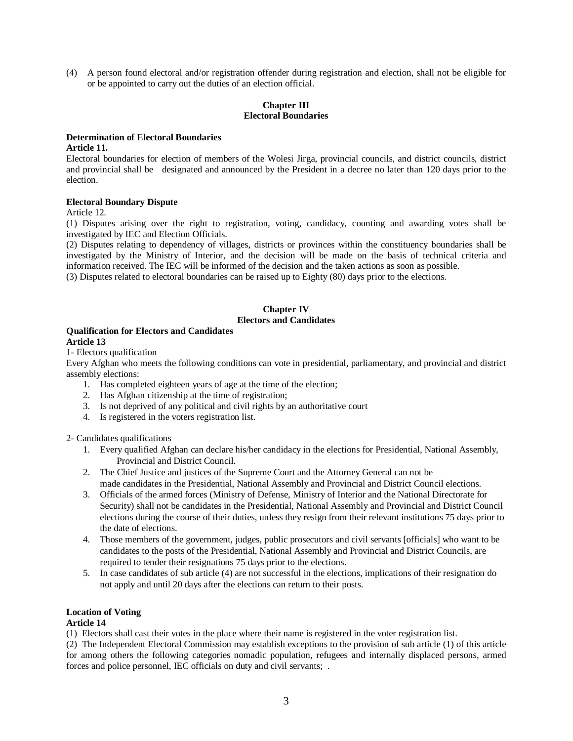(4) A person found electoral and/or registration offender during registration and election, shall not be eligible for or be appointed to carry out the duties of an election official.

## Chapter III
## Electoral Boundaries

**Determination of Electoral Boundaries**
**Article 11.**
Electoral boundaries for election of members of the Wolesi Jirga, provincial councils, and district councils, district and provincial shall be designated and announced by the President in a decree no later than 120 days prior to the election.

**Electoral Boundary Dispute**
Article 12.
(1) Disputes arising over the right to registration, voting, candidacy, counting and awarding votes shall be investigated by IEC and Election Officials.
(2) Disputes relating to dependency of villages, districts or provinces within the constituency boundaries shall be investigated by the Ministry of Interior, and the decision will be made on the basis of technical criteria and information received. The IEC will be informed of the decision and the taken actions as soon as possible.
(3) Disputes related to electoral boundaries can be raised up to Eighty (80) days prior to the elections.

## Chapter IV
## Electors and Candidates

**Qualification for Electors and Candidates**
**Article 13**
1- Electors qualification
Every Afghan who meets the following conditions can vote in presidential, parliamentary, and provincial and district assembly elections:

1. Has completed eighteen years of age at the time of the election;
2. Has Afghan citizenship at the time of registration;
3. Is not deprived of any political and civil rights by an authoritative court
4. Is registered in the voters registration list.

2- Candidates qualifications

1. Every qualified Afghan can declare his/her candidacy in the elections for Presidential, National Assembly, Provincial and District Council.
2. The Chief Justice and justices of the Supreme Court and the Attorney General can not be made candidates in the Presidential, National Assembly and Provincial and District Council elections.
3. Officials of the armed forces (Ministry of Defense, Ministry of Interior and the National Directorate for Security) shall not be candidates in the Presidential, National Assembly and Provincial and District Council elections during the course of their duties, unless they resign from their relevant institutions 75 days prior to the date of elections.
4. Those members of the government, judges, public prosecutors and civil servants [officials] who want to be candidates to the posts of the Presidential, National Assembly and Provincial and District Councils, are required to tender their resignations 75 days prior to the elections.
5. In case candidates of sub article (4) are not successful in the elections, implications of their resignation do not apply and until 20 days after the elections can return to their posts.

**Location of Voting**
**Article 14**
(1) Electors shall cast their votes in the place where their name is registered in the voter registration list.
(2) The Independent Electoral Commission may establish exceptions to the provision of sub article (1) of this article for among others the following categories nomadic population, refugees and internally displaced persons, armed forces and police personnel, IEC officials on duty and civil servants; .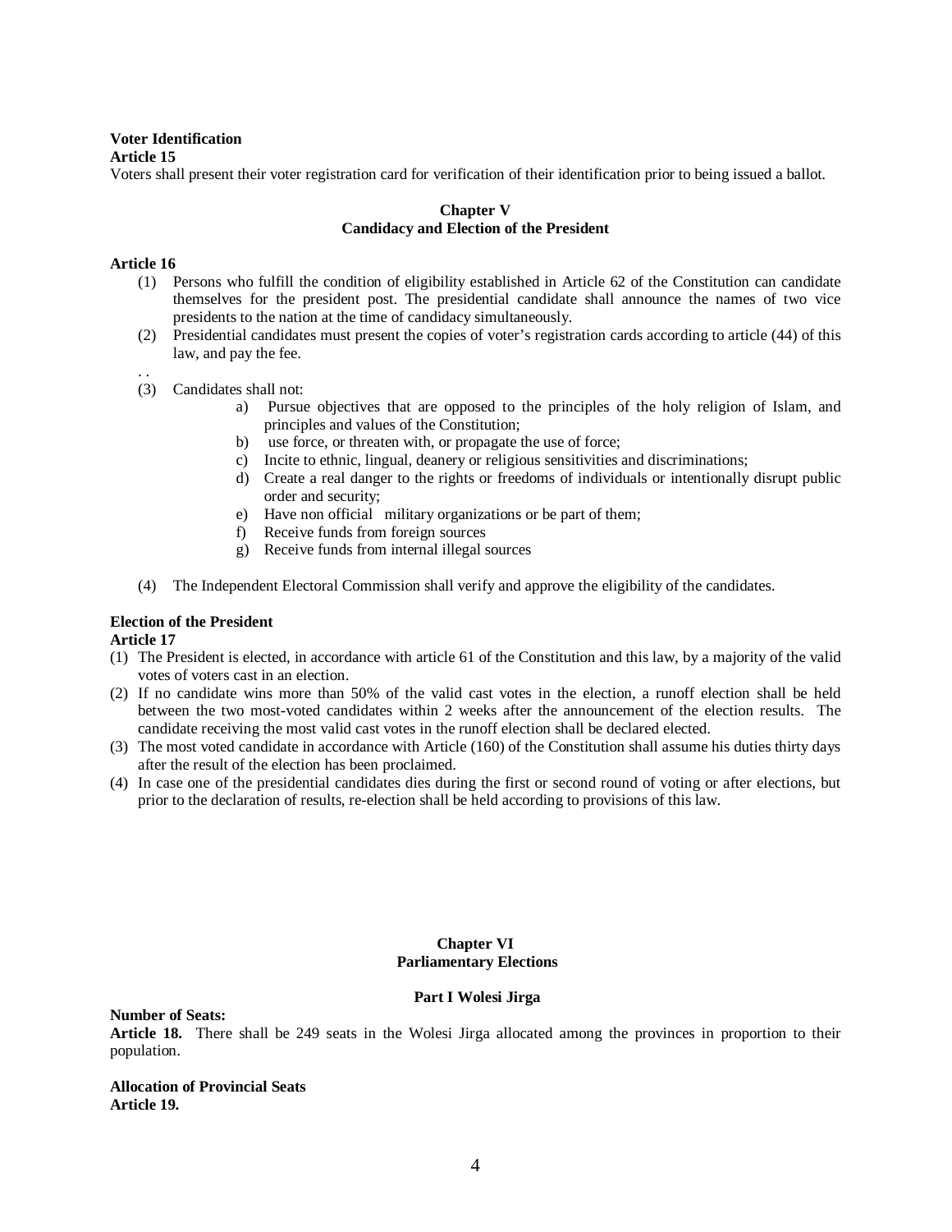**Voter Identification**
**Article 15**
Voters shall present their voter registration card for verification of their identification prior to being issued a ballot.

## Chapter V
## Candidacy and Election of the President

**Article 16**

(1) Persons who fulfill the condition of eligibility established in Article 62 of the Constitution can candidate themselves for the president post. The presidential candidate shall announce the names of two vice presidents to the nation at the time of candidacy simultaneously.

(2) Presidential candidates must present the copies of voter's registration cards according to article (44) of this law, and pay the fee.

. .

(3) Candidates shall not:

  a) Pursue objectives that are opposed to the principles of the holy religion of Islam, and principles and values of the Constitution;
  b) use force, or threaten with, or propagate the use of force;
  c) Incite to ethnic, lingual, deanery or religious sensitivities and discriminations;
  d) Create a real danger to the rights or freedoms of individuals or intentionally disrupt public order and security;
  e) Have non official military organizations or be part of them;
  f) Receive funds from foreign sources
  g) Receive funds from internal illegal sources

(4) The Independent Electoral Commission shall verify and approve the eligibility of the candidates.

**Election of the President**
**Article 17**

(1) The President is elected, in accordance with article 61 of the Constitution and this law, by a majority of the valid votes of voters cast in an election.

(2) If no candidate wins more than 50% of the valid cast votes in the election, a runoff election shall be held between the two most-voted candidates within 2 weeks after the announcement of the election results. The candidate receiving the most valid cast votes in the runoff election shall be declared elected.

(3) The most voted candidate in accordance with Article (160) of the Constitution shall assume his duties thirty days after the result of the election has been proclaimed.

(4) In case one of the presidential candidates dies during the first or second round of voting or after elections, but prior to the declaration of results, re-election shall be held according to provisions of this law.

## Chapter VI
## Parliamentary Elections

### Part I Wolesi Jirga

**Number of Seats:**
**Article 18.** There shall be 249 seats in the Wolesi Jirga allocated among the provinces in proportion to their population.

**Allocation of Provincial Seats**
**Article 19.**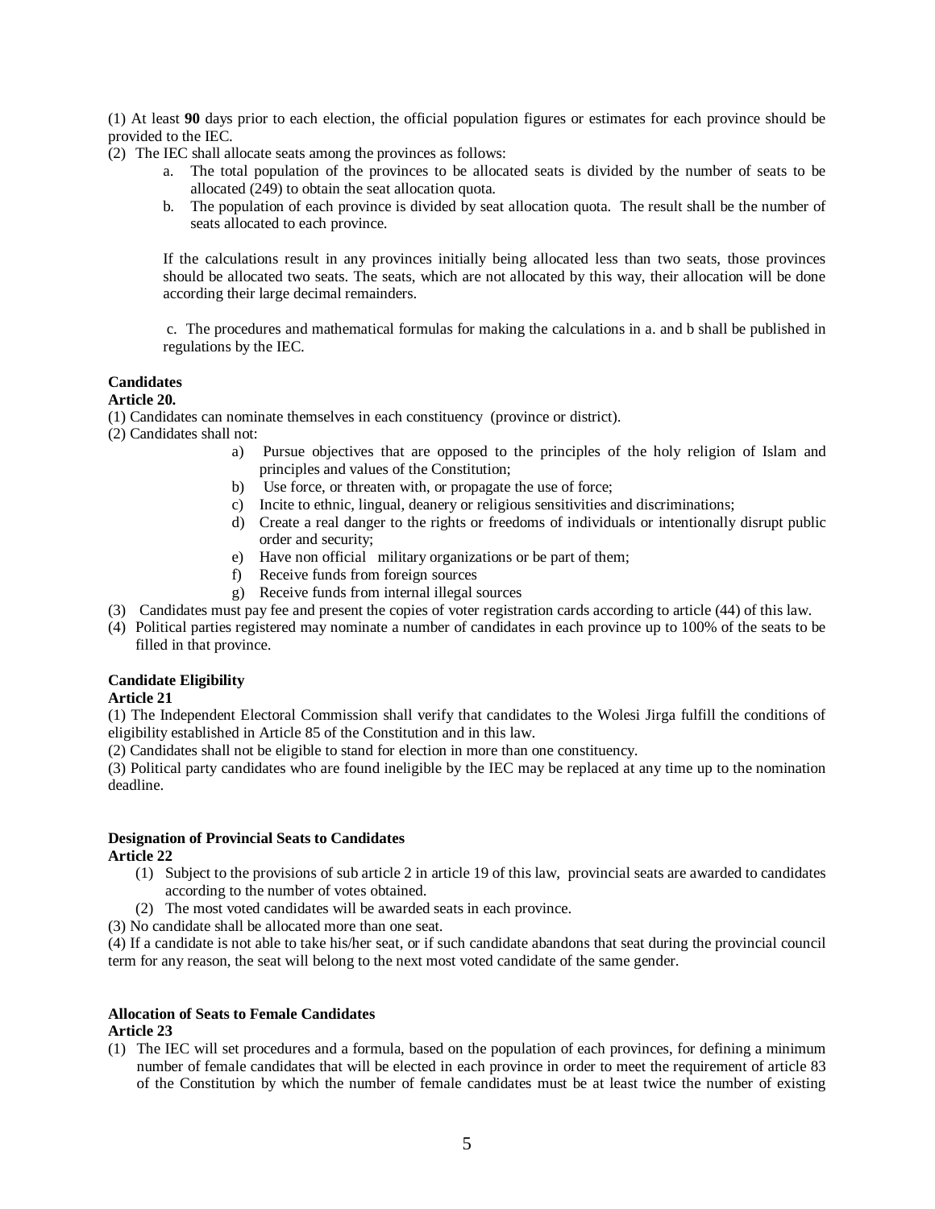(1) At least **90** days prior to each election, the official population figures or estimates for each province should be provided to the IEC.

(2) The IEC shall allocate seats among the provinces as follows:

a. The total population of the provinces to be allocated seats is divided by the number of seats to be allocated (249) to obtain the seat allocation quota.

b. The population of each province is divided by seat allocation quota. The result shall be the number of seats allocated to each province.

If the calculations result in any provinces initially being allocated less than two seats, those provinces should be allocated two seats. The seats, which are not allocated by this way, their allocation will be done according their large decimal remainders.

c. The procedures and mathematical formulas for making the calculations in a. and b shall be published in regulations by the IEC.

**Candidates**

**Article 20.**

(1) Candidates can nominate themselves in each constituency (province or district).

(2) Candidates shall not:

a) Pursue objectives that are opposed to the principles of the holy religion of Islam and principles and values of the Constitution;
b) Use force, or threaten with, or propagate the use of force;
c) Incite to ethnic, lingual, deanery or religious sensitivities and discriminations;
d) Create a real danger to the rights or freedoms of individuals or intentionally disrupt public order and security;
e) Have non official military organizations or be part of them;
f) Receive funds from foreign sources
g) Receive funds from internal illegal sources

(3) Candidates must pay fee and present the copies of voter registration cards according to article (44) of this law.

(4) Political parties registered may nominate a number of candidates in each province up to 100% of the seats to be filled in that province.

**Candidate Eligibility**

**Article 21**

(1) The Independent Electoral Commission shall verify that candidates to the Wolesi Jirga fulfill the conditions of eligibility established in Article 85 of the Constitution and in this law.

(2) Candidates shall not be eligible to stand for election in more than one constituency.

(3) Political party candidates who are found ineligible by the IEC may be replaced at any time up to the nomination deadline.

**Designation of Provincial Seats to Candidates**

**Article 22**

(1) Subject to the provisions of sub article 2 in article 19 of this law, provincial seats are awarded to candidates according to the number of votes obtained.

(2) The most voted candidates will be awarded seats in each province.

(3) No candidate shall be allocated more than one seat.

(4) If a candidate is not able to take his/her seat, or if such candidate abandons that seat during the provincial council term for any reason, the seat will belong to the next most voted candidate of the same gender.

**Allocation of Seats to Female Candidates**

**Article 23**

(1) The IEC will set procedures and a formula, based on the population of each provinces, for defining a minimum number of female candidates that will be elected in each province in order to meet the requirement of article 83 of the Constitution by which the number of female candidates must be at least twice the number of existing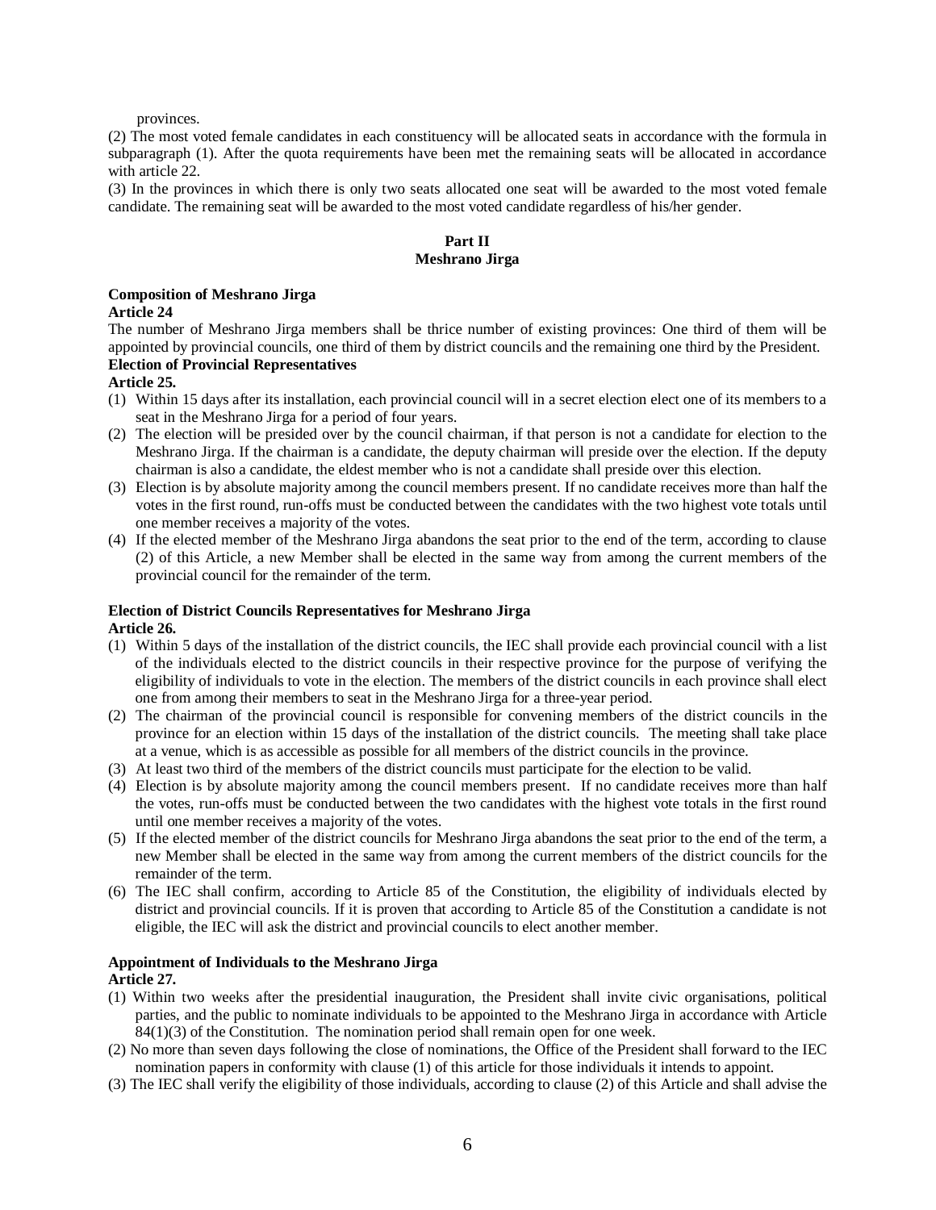provinces.

(2) The most voted female candidates in each constituency will be allocated seats in accordance with the formula in subparagraph (1). After the quota requirements have been met the remaining seats will be allocated in accordance with article 22.

(3) In the provinces in which there is only two seats allocated one seat will be awarded to the most voted female candidate. The remaining seat will be awarded to the most voted candidate regardless of his/her gender.

## Part II
## Meshrano Jirga

**Composition of Meshrano Jirga**
**Article 24**

The number of Meshrano Jirga members shall be thrice number of existing provinces: One third of them will be appointed by provincial councils, one third of them by district councils and the remaining one third by the President.

**Election of Provincial Representatives**
**Article 25.**

(1) Within 15 days after its installation, each provincial council will in a secret election elect one of its members to a seat in the Meshrano Jirga for a period of four years.

(2) The election will be presided over by the council chairman, if that person is not a candidate for election to the Meshrano Jirga. If the chairman is a candidate, the deputy chairman will preside over the election. If the deputy chairman is also a candidate, the eldest member who is not a candidate shall preside over this election.

(3) Election is by absolute majority among the council members present. If no candidate receives more than half the votes in the first round, run-offs must be conducted between the candidates with the two highest vote totals until one member receives a majority of the votes.

(4) If the elected member of the Meshrano Jirga abandons the seat prior to the end of the term, according to clause (2) of this Article, a new Member shall be elected in the same way from among the current members of the provincial council for the remainder of the term.

**Election of District Councils Representatives for Meshrano Jirga**
**Article 26.**

(1) Within 5 days of the installation of the district councils, the IEC shall provide each provincial council with a list of the individuals elected to the district councils in their respective province for the purpose of verifying the eligibility of individuals to vote in the election. The members of the district councils in each province shall elect one from among their members to seat in the Meshrano Jirga for a three-year period.

(2) The chairman of the provincial council is responsible for convening members of the district councils in the province for an election within 15 days of the installation of the district councils. The meeting shall take place at a venue, which is as accessible as possible for all members of the district councils in the province.

(3) At least two third of the members of the district councils must participate for the election to be valid.

(4) Election is by absolute majority among the council members present. If no candidate receives more than half the votes, run-offs must be conducted between the two candidates with the highest vote totals in the first round until one member receives a majority of the votes.

(5) If the elected member of the district councils for Meshrano Jirga abandons the seat prior to the end of the term, a new Member shall be elected in the same way from among the current members of the district councils for the remainder of the term.

(6) The IEC shall confirm, according to Article 85 of the Constitution, the eligibility of individuals elected by district and provincial councils. If it is proven that according to Article 85 of the Constitution a candidate is not eligible, the IEC will ask the district and provincial councils to elect another member.

**Appointment of Individuals to the Meshrano Jirga**
**Article 27.**

(1) Within two weeks after the presidential inauguration, the President shall invite civic organisations, political parties, and the public to nominate individuals to be appointed to the Meshrano Jirga in accordance with Article 84(1)(3) of the Constitution. The nomination period shall remain open for one week.

(2) No more than seven days following the close of nominations, the Office of the President shall forward to the IEC nomination papers in conformity with clause (1) of this article for those individuals it intends to appoint.

(3) The IEC shall verify the eligibility of those individuals, according to clause (2) of this Article and shall advise the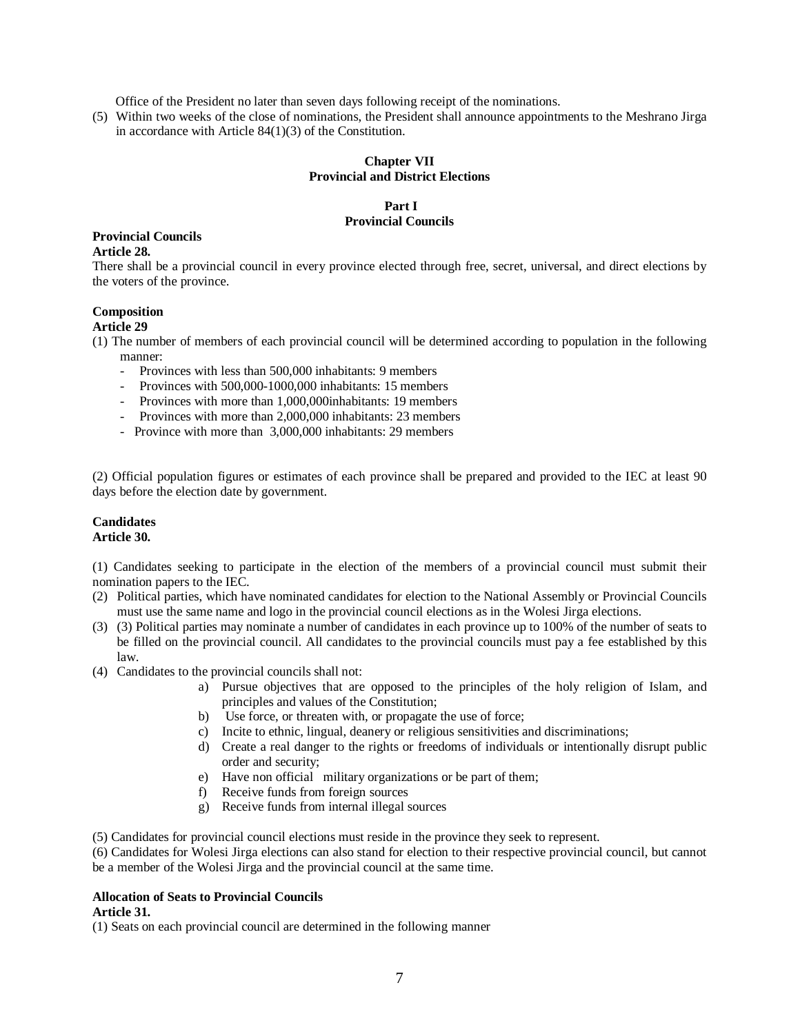Office of the President no later than seven days following receipt of the nominations.

(5) Within two weeks of the close of nominations, the President shall announce appointments to the Meshrano Jirga in accordance with Article 84(1)(3) of the Constitution.

## Chapter VII
## Provincial and District Elections

### Part I
### Provincial Councils

**Provincial Councils**
**Article 28.**
There shall be a provincial council in every province elected through free, secret, universal, and direct elections by the voters of the province.

**Composition**
**Article 29**
(1) The number of members of each provincial council will be determined according to population in the following manner:
- Provinces with less than 500,000 inhabitants: 9 members
- Provinces with 500,000-1000,000 inhabitants: 15 members
- Provinces with more than 1,000,000inhabitants: 19 members
- Provinces with more than 2,000,000 inhabitants: 23 members
- Province with more than 3,000,000 inhabitants: 29 members

(2) Official population figures or estimates of each province shall be prepared and provided to the IEC at least 90 days before the election date by government.

**Candidates**
**Article 30.**

(1) Candidates seeking to participate in the election of the members of a provincial council must submit their nomination papers to the IEC.

(2) Political parties, which have nominated candidates for election to the National Assembly or Provincial Councils must use the same name and logo in the provincial council elections as in the Wolesi Jirga elections.

(3) (3) Political parties may nominate a number of candidates in each province up to 100% of the number of seats to be filled on the provincial council. All candidates to the provincial councils must pay a fee established by this law.

(4) Candidates to the provincial councils shall not:
  a) Pursue objectives that are opposed to the principles of the holy religion of Islam, and principles and values of the Constitution;
  b) Use force, or threaten with, or propagate the use of force;
  c) Incite to ethnic, lingual, deanery or religious sensitivities and discriminations;
  d) Create a real danger to the rights or freedoms of individuals or intentionally disrupt public order and security;
  e) Have non official military organizations or be part of them;
  f) Receive funds from foreign sources
  g) Receive funds from internal illegal sources

(5) Candidates for provincial council elections must reside in the province they seek to represent.

(6) Candidates for Wolesi Jirga elections can also stand for election to their respective provincial council, but cannot be a member of the Wolesi Jirga and the provincial council at the same time.

**Allocation of Seats to Provincial Councils**
**Article 31.**
(1) Seats on each provincial council are determined in the following manner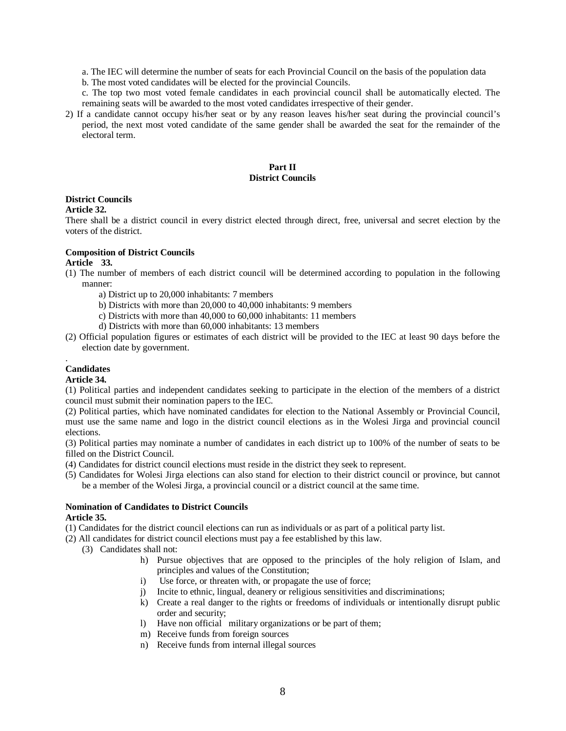a. The IEC will determine the number of seats for each Provincial Council on the basis of the population data

b. The most voted candidates will be elected for the provincial Councils.

c. The top two most voted female candidates in each provincial council shall be automatically elected. The remaining seats will be awarded to the most voted candidates irrespective of their gender.

2) If a candidate cannot occupy his/her seat or by any reason leaves his/her seat during the provincial council's period, the next most voted candidate of the same gender shall be awarded the seat for the remainder of the electoral term.

## Part II
## District Councils

**District Councils**

**Article 32.**

There shall be a district council in every district elected through direct, free, universal and secret election by the voters of the district.

**Composition of District Councils**

**Article 33.**

(1) The number of members of each district council will be determined according to population in the following manner:

a) District up to 20,000 inhabitants: 7 members

b) Districts with more than 20,000 to 40,000 inhabitants: 9 members

c) Districts with more than 40,000 to 60,000 inhabitants: 11 members

d) Districts with more than 60,000 inhabitants: 13 members

(2) Official population figures or estimates of each district will be provided to the IEC at least 90 days before the election date by government.

**Candidates**

**Article 34.**

(1) Political parties and independent candidates seeking to participate in the election of the members of a district council must submit their nomination papers to the IEC.

(2) Political parties, which have nominated candidates for election to the National Assembly or Provincial Council, must use the same name and logo in the district council elections as in the Wolesi Jirga and provincial council elections.

(3) Political parties may nominate a number of candidates in each district up to 100% of the number of seats to be filled on the District Council.

(4) Candidates for district council elections must reside in the district they seek to represent.

(5) Candidates for Wolesi Jirga elections can also stand for election to their district council or province, but cannot be a member of the Wolesi Jirga, a provincial council or a district council at the same time.

**Nomination of Candidates to District Councils**

**Article 35.**

(1) Candidates for the district council elections can run as individuals or as part of a political party list.

(2) All candidates for district council elections must pay a fee established by this law.

(3) Candidates shall not:

h) Pursue objectives that are opposed to the principles of the holy religion of Islam, and principles and values of the Constitution;

i) Use force, or threaten with, or propagate the use of force;

j) Incite to ethnic, lingual, deanery or religious sensitivities and discriminations;

k) Create a real danger to the rights or freedoms of individuals or intentionally disrupt public order and security;

l) Have non official military organizations or be part of them;

m) Receive funds from foreign sources

n) Receive funds from internal illegal sources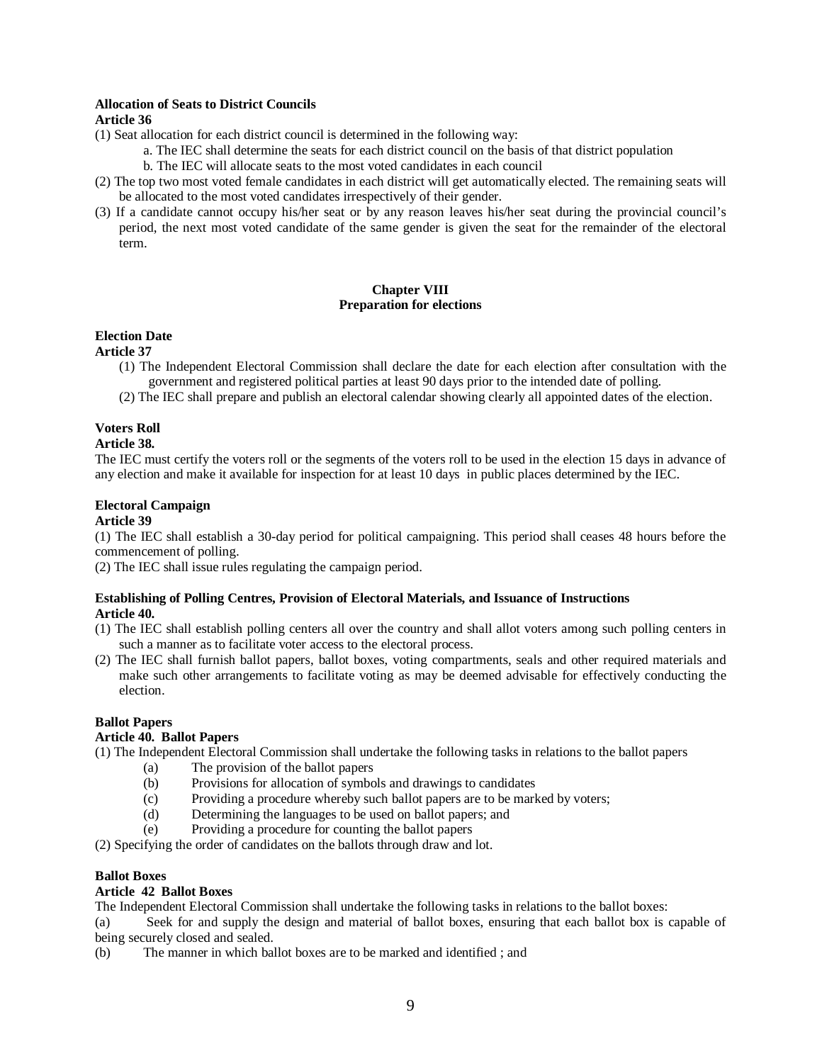**Allocation of Seats to District Councils**

**Article 36**

(1) Seat allocation for each district council is determined in the following way:

a. The IEC shall determine the seats for each district council on the basis of that district population

b. The IEC will allocate seats to the most voted candidates in each council

(2) The top two most voted female candidates in each district will get automatically elected. The remaining seats will be allocated to the most voted candidates irrespectively of their gender.

(3) If a candidate cannot occupy his/her seat or by any reason leaves his/her seat during the provincial council's period, the next most voted candidate of the same gender is given the seat for the remainder of the electoral term.

## Chapter VIII
## Preparation for elections

**Election Date**

**Article 37**

(1) The Independent Electoral Commission shall declare the date for each election after consultation with the government and registered political parties at least 90 days prior to the intended date of polling.

(2) The IEC shall prepare and publish an electoral calendar showing clearly all appointed dates of the election.

**Voters Roll**

**Article 38.**

The IEC must certify the voters roll or the segments of the voters roll to be used in the election 15 days in advance of any election and make it available for inspection for at least 10 days in public places determined by the IEC.

**Electoral Campaign**

**Article 39**

(1) The IEC shall establish a 30-day period for political campaigning. This period shall ceases 48 hours before the commencement of polling.

(2) The IEC shall issue rules regulating the campaign period.

**Establishing of Polling Centres, Provision of Electoral Materials, and Issuance of Instructions**

**Article 40.**

(1) The IEC shall establish polling centers all over the country and shall allot voters among such polling centers in such a manner as to facilitate voter access to the electoral process.

(2) The IEC shall furnish ballot papers, ballot boxes, voting compartments, seals and other required materials and make such other arrangements to facilitate voting as may be deemed advisable for effectively conducting the election.

**Ballot Papers**

**Article 40. Ballot Papers**

(1) The Independent Electoral Commission shall undertake the following tasks in relations to the ballot papers

(a) The provision of the ballot papers

(b) Provisions for allocation of symbols and drawings to candidates

(c) Providing a procedure whereby such ballot papers are to be marked by voters;

(d) Determining the languages to be used on ballot papers; and

(e) Providing a procedure for counting the ballot papers

(2) Specifying the order of candidates on the ballots through draw and lot.

**Ballot Boxes**

**Article 42 Ballot Boxes**

The Independent Electoral Commission shall undertake the following tasks in relations to the ballot boxes:

(a) Seek for and supply the design and material of ballot boxes, ensuring that each ballot box is capable of being securely closed and sealed.

(b) The manner in which ballot boxes are to be marked and identified ; and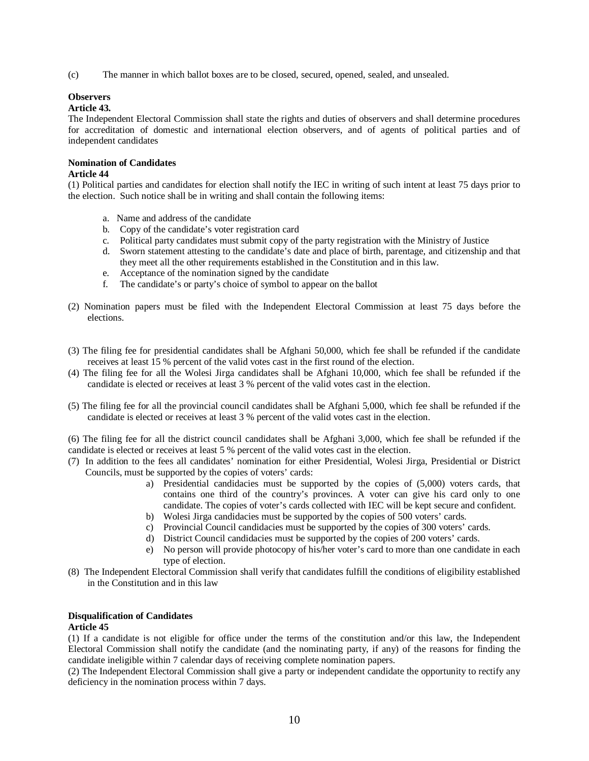(c) The manner in which ballot boxes are to be closed, secured, opened, sealed, and unsealed.

**Observers**
**Article 43.**
The Independent Electoral Commission shall state the rights and duties of observers and shall determine procedures for accreditation of domestic and international election observers, and of agents of political parties and of independent candidates

**Nomination of Candidates**
**Article 44**
(1) Political parties and candidates for election shall notify the IEC in writing of such intent at least 75 days prior to the election. Such notice shall be in writing and shall contain the following items:

a. Name and address of the candidate
b. Copy of the candidate's voter registration card
c. Political party candidates must submit copy of the party registration with the Ministry of Justice
d. Sworn statement attesting to the candidate's date and place of birth, parentage, and citizenship and that they meet all the other requirements established in the Constitution and in this law.
e. Acceptance of the nomination signed by the candidate
f. The candidate's or party's choice of symbol to appear on the ballot

(2) Nomination papers must be filed with the Independent Electoral Commission at least 75 days before the elections.

(3) The filing fee for presidential candidates shall be Afghani 50,000, which fee shall be refunded if the candidate receives at least 15 % percent of the valid votes cast in the first round of the election.
(4) The filing fee for all the Wolesi Jirga candidates shall be Afghani 10,000, which fee shall be refunded if the candidate is elected or receives at least 3 % percent of the valid votes cast in the election.

(5) The filing fee for all the provincial council candidates shall be Afghani 5,000, which fee shall be refunded if the candidate is elected or receives at least 3 % percent of the valid votes cast in the election.

(6) The filing fee for all the district council candidates shall be Afghani 3,000, which fee shall be refunded if the candidate is elected or receives at least 5 % percent of the valid votes cast in the election.
(7) In addition to the fees all candidates' nomination for either Presidential, Wolesi Jirga, Presidential or District Councils, must be supported by the copies of voters' cards:
a) Presidential candidacies must be supported by the copies of (5,000) voters cards, that contains one third of the country's provinces. A voter can give his card only to one candidate. The copies of voter's cards collected with IEC will be kept secure and confident.
b) Wolesi Jirga candidacies must be supported by the copies of 500 voters' cards.
c) Provincial Council candidacies must be supported by the copies of 300 voters' cards.
d) District Council candidacies must be supported by the copies of 200 voters' cards.
e) No person will provide photocopy of his/her voter's card to more than one candidate in each type of election.
(8) The Independent Electoral Commission shall verify that candidates fulfill the conditions of eligibility established in the Constitution and in this law

**Disqualification of Candidates**
**Article 45**
(1) If a candidate is not eligible for office under the terms of the constitution and/or this law, the Independent Electoral Commission shall notify the candidate (and the nominating party, if any) of the reasons for finding the candidate ineligible within 7 calendar days of receiving complete nomination papers.
(2) The Independent Electoral Commission shall give a party or independent candidate the opportunity to rectify any deficiency in the nomination process within 7 days.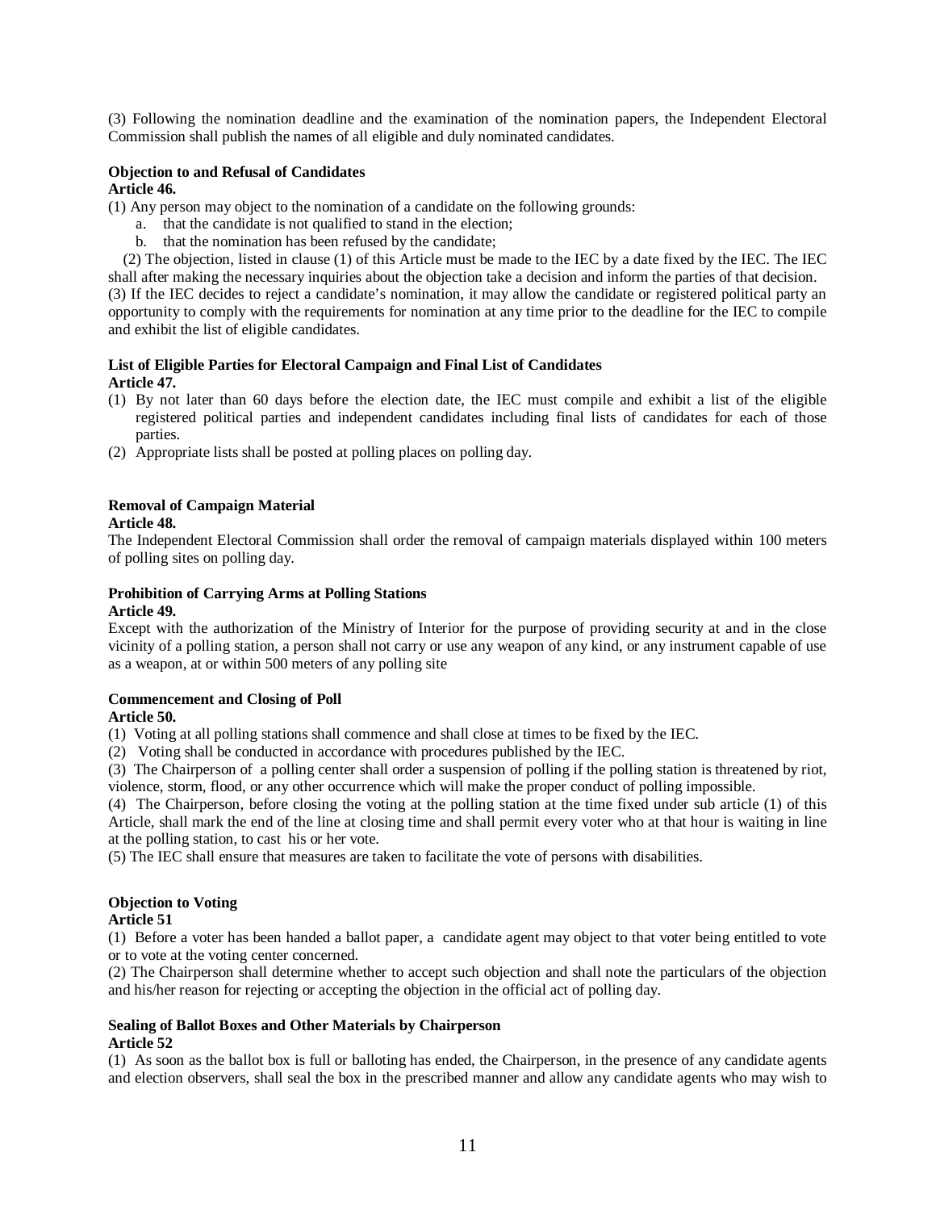(3) Following the nomination deadline and the examination of the nomination papers, the Independent Electoral Commission shall publish the names of all eligible and duly nominated candidates.

**Objection to and Refusal of Candidates**
**Article 46.**

(1) Any person may object to the nomination of a candidate on the following grounds:

a. that the candidate is not qualified to stand in the election;
b. that the nomination has been refused by the candidate;

(2) The objection, listed in clause (1) of this Article must be made to the IEC by a date fixed by the IEC. The IEC shall after making the necessary inquiries about the objection take a decision and inform the parties of that decision.

(3) If the IEC decides to reject a candidate's nomination, it may allow the candidate or registered political party an opportunity to comply with the requirements for nomination at any time prior to the deadline for the IEC to compile and exhibit the list of eligible candidates.

**List of Eligible Parties for Electoral Campaign and Final List of Candidates**
**Article 47.**

(1) By not later than 60 days before the election date, the IEC must compile and exhibit a list of the eligible registered political parties and independent candidates including final lists of candidates for each of those parties.
(2) Appropriate lists shall be posted at polling places on polling day.

**Removal of Campaign Material**
**Article 48.**

The Independent Electoral Commission shall order the removal of campaign materials displayed within 100 meters of polling sites on polling day.

**Prohibition of Carrying Arms at Polling Stations**
**Article 49.**

Except with the authorization of the Ministry of Interior for the purpose of providing security at and in the close vicinity of a polling station, a person shall not carry or use any weapon of any kind, or any instrument capable of use as a weapon, at or within 500 meters of any polling site

**Commencement and Closing of Poll**
**Article 50.**

(1) Voting at all polling stations shall commence and shall close at times to be fixed by the IEC.
(2) Voting shall be conducted in accordance with procedures published by the IEC.
(3) The Chairperson of a polling center shall order a suspension of polling if the polling station is threatened by riot, violence, storm, flood, or any other occurrence which will make the proper conduct of polling impossible.
(4) The Chairperson, before closing the voting at the polling station at the time fixed under sub article (1) of this Article, shall mark the end of the line at closing time and shall permit every voter who at that hour is waiting in line at the polling station, to cast his or her vote.
(5) The IEC shall ensure that measures are taken to facilitate the vote of persons with disabilities.

**Objection to Voting**
**Article 51**

(1) Before a voter has been handed a ballot paper, a candidate agent may object to that voter being entitled to vote or to vote at the voting center concerned.
(2) The Chairperson shall determine whether to accept such objection and shall note the particulars of the objection and his/her reason for rejecting or accepting the objection in the official act of polling day.

**Sealing of Ballot Boxes and Other Materials by Chairperson**
**Article 52**

(1) As soon as the ballot box is full or balloting has ended, the Chairperson, in the presence of any candidate agents and election observers, shall seal the box in the prescribed manner and allow any candidate agents who may wish to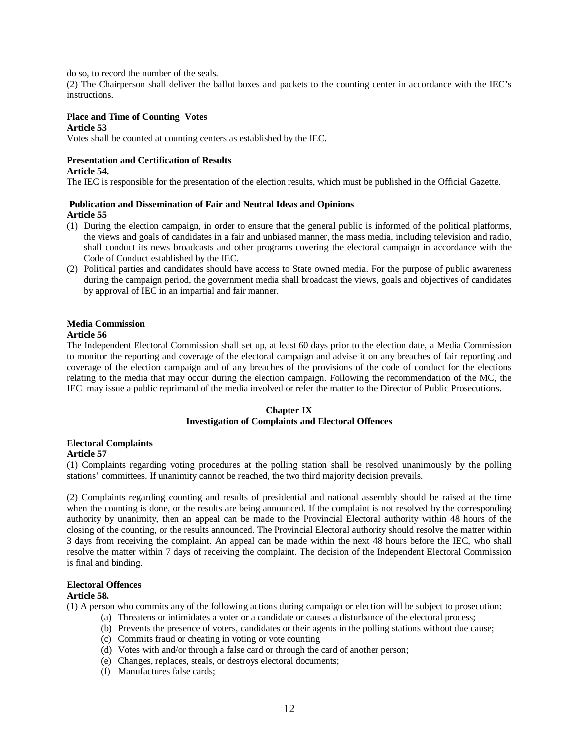do so, to record the number of the seals.

(2) The Chairperson shall deliver the ballot boxes and packets to the counting center in accordance with the IEC's instructions.

**Place and Time of Counting Votes**

**Article 53**

Votes shall be counted at counting centers as established by the IEC.

**Presentation and Certification of Results**

**Article 54.**

The IEC is responsible for the presentation of the election results, which must be published in the Official Gazette.

**Publication and Dissemination of Fair and Neutral Ideas and Opinions**

**Article 55**

(1) During the election campaign, in order to ensure that the general public is informed of the political platforms, the views and goals of candidates in a fair and unbiased manner, the mass media, including television and radio, shall conduct its news broadcasts and other programs covering the electoral campaign in accordance with the Code of Conduct established by the IEC.

(2) Political parties and candidates should have access to State owned media. For the purpose of public awareness during the campaign period, the government media shall broadcast the views, goals and objectives of candidates by approval of IEC in an impartial and fair manner.

**Media Commission**

**Article 56**

The Independent Electoral Commission shall set up, at least 60 days prior to the election date, a Media Commission to monitor the reporting and coverage of the electoral campaign and advise it on any breaches of fair reporting and coverage of the election campaign and of any breaches of the provisions of the code of conduct for the elections relating to the media that may occur during the election campaign. Following the recommendation of the MC, the IEC may issue a public reprimand of the media involved or refer the matter to the Director of Public Prosecutions.

## Chapter IX
## Investigation of Complaints and Electoral Offences

**Electoral Complaints**

**Article 57**

(1) Complaints regarding voting procedures at the polling station shall be resolved unanimously by the polling stations' committees. If unanimity cannot be reached, the two third majority decision prevails.

(2) Complaints regarding counting and results of presidential and national assembly should be raised at the time when the counting is done, or the results are being announced. If the complaint is not resolved by the corresponding authority by unanimity, then an appeal can be made to the Provincial Electoral authority within 48 hours of the closing of the counting, or the results announced. The Provincial Electoral authority should resolve the matter within 3 days from receiving the complaint. An appeal can be made within the next 48 hours before the IEC, who shall resolve the matter within 7 days of receiving the complaint. The decision of the Independent Electoral Commission is final and binding.

**Electoral Offences**

**Article 58.**

(1) A person who commits any of the following actions during campaign or election will be subject to prosecution:

- (a) Threatens or intimidates a voter or a candidate or causes a disturbance of the electoral process;
- (b) Prevents the presence of voters, candidates or their agents in the polling stations without due cause;
- (c) Commits fraud or cheating in voting or vote counting
- (d) Votes with and/or through a false card or through the card of another person;
- (e) Changes, replaces, steals, or destroys electoral documents;
- (f) Manufactures false cards;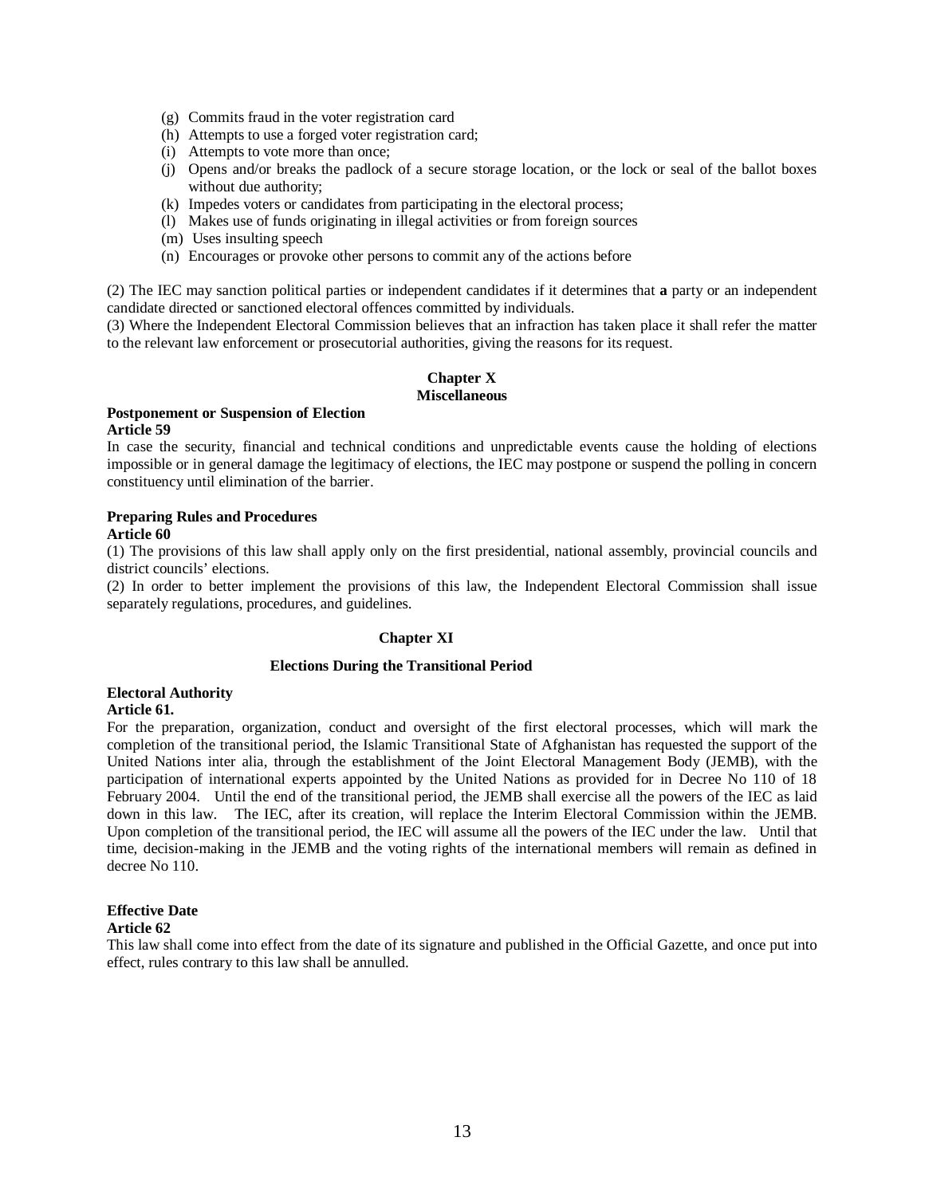(g) Commits fraud in the voter registration card
(h) Attempts to use a forged voter registration card;
(i) Attempts to vote more than once;
(j) Opens and/or breaks the padlock of a secure storage location, or the lock or seal of the ballot boxes without due authority;
(k) Impedes voters or candidates from participating in the electoral process;
(l) Makes use of funds originating in illegal activities or from foreign sources
(m) Uses insulting speech
(n) Encourages or provoke other persons to commit any of the actions before

(2) The IEC may sanction political parties or independent candidates if it determines that **a** party or an independent candidate directed or sanctioned electoral offences committed by individuals.
(3) Where the Independent Electoral Commission believes that an infraction has taken place it shall refer the matter to the relevant law enforcement or prosecutorial authorities, giving the reasons for its request.

## Chapter X
## Miscellaneous

**Postponement or Suspension of Election**
**Article 59**
In case the security, financial and technical conditions and unpredictable events cause the holding of elections impossible or in general damage the legitimacy of elections, the IEC may postpone or suspend the polling in concern constituency until elimination of the barrier.

**Preparing Rules and Procedures**
**Article 60**
(1) The provisions of this law shall apply only on the first presidential, national assembly, provincial councils and district councils' elections.
(2) In order to better implement the provisions of this law, the Independent Electoral Commission shall issue separately regulations, procedures, and guidelines.

## Chapter XI

## Elections During the Transitional Period

**Electoral Authority**
**Article 61.**
For the preparation, organization, conduct and oversight of the first electoral processes, which will mark the completion of the transitional period, the Islamic Transitional State of Afghanistan has requested the support of the United Nations inter alia, through the establishment of the Joint Electoral Management Body (JEMB), with the participation of international experts appointed by the United Nations as provided for in Decree No 110 of 18 February 2004. Until the end of the transitional period, the JEMB shall exercise all the powers of the IEC as laid down in this law. The IEC, after its creation, will replace the Interim Electoral Commission within the JEMB. Upon completion of the transitional period, the IEC will assume all the powers of the IEC under the law. Until that time, decision-making in the JEMB and the voting rights of the international members will remain as defined in decree No 110.

**Effective Date**
**Article 62**
This law shall come into effect from the date of its signature and published in the Official Gazette, and once put into effect, rules contrary to this law shall be annulled.